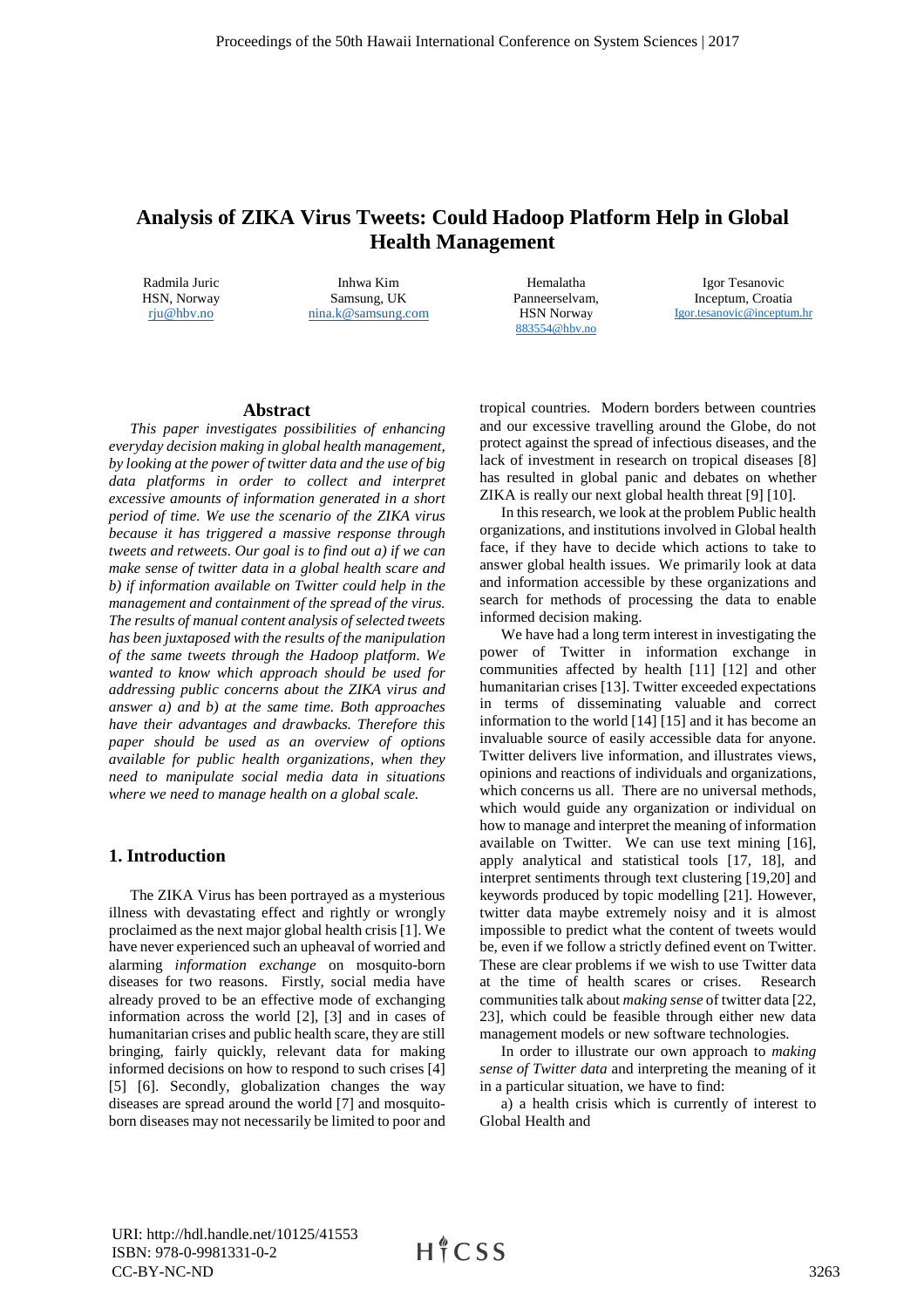# Analysis of ZIKA Virus Tweets: Could Hadoop Platform Help in Global Health Management

Radmila Juric
HSN, Norway
rju@hbv.no

Inhwa Kim
Samsung, UK
nina.k@samsung.com

Hemalatha Panneerselvam,
HSN Norway
883554@hbv.no

Igor Tesanovic
Inceptum, Croatia
Igor.tesanovic@inceptum.hr

## Abstract

*This paper investigates possibilities of enhancing everyday decision making in global health management, by looking at the power of twitter data and the use of big data platforms in order to collect and interpret excessive amounts of information generated in a short period of time. We use the scenario of the ZIKA virus because it has triggered a massive response through tweets and retweets. Our goal is to find out a) if we can make sense of twitter data in a global health scare and b) if information available on Twitter could help in the management and containment of the spread of the virus. The results of manual content analysis of selected tweets has been juxtaposed with the results of the manipulation of the same tweets through the Hadoop platform. We wanted to know which approach should be used for addressing public concerns about the ZIKA virus and answer a) and b) at the same time. Both approaches have their advantages and drawbacks. Therefore this paper should be used as an overview of options available for public health organizations, when they need to manipulate social media data in situations where we need to manage health on a global scale.*

## 1. Introduction

The ZIKA Virus has been portrayed as a mysterious illness with devastating effect and rightly or wrongly proclaimed as the next major global health crisis [1]. We have never experienced such an upheaval of worried and alarming *information exchange* on mosquito-born diseases for two reasons. Firstly, social media have already proved to be an effective mode of exchanging information across the world [2], [3] and in cases of humanitarian crises and public health scare, they are still bringing, fairly quickly, relevant data for making informed decisions on how to respond to such crises [4] [5] [6]. Secondly, globalization changes the way diseases are spread around the world [7] and mosquito-born diseases may not necessarily be limited to poor and tropical countries. Modern borders between countries and our excessive travelling around the Globe, do not protect against the spread of infectious diseases, and the lack of investment in research on tropical diseases [8] has resulted in global panic and debates on whether ZIKA is really our next global health threat [9] [10].

In this research, we look at the problem Public health organizations, and institutions involved in Global health face, if they have to decide which actions to take to answer global health issues. We primarily look at data and information accessible by these organizations and search for methods of processing the data to enable informed decision making.

We have had a long term interest in investigating the power of Twitter in information exchange in communities affected by health [11] [12] and other humanitarian crises [13]. Twitter exceeded expectations in terms of disseminating valuable and correct information to the world [14] [15] and it has become an invaluable source of easily accessible data for anyone. Twitter delivers live information, and illustrates views, opinions and reactions of individuals and organizations, which concerns us all. There are no universal methods, which would guide any organization or individual on how to manage and interpret the meaning of information available on Twitter. We can use text mining [16], apply analytical and statistical tools [17, 18], and interpret sentiments through text clustering [19,20] and keywords produced by topic modelling [21]. However, twitter data maybe extremely noisy and it is almost impossible to predict what the content of tweets would be, even if we follow a strictly defined event on Twitter. These are clear problems if we wish to use Twitter data at the time of health scares or crises. Research communities talk about *making sense* of twitter data [22, 23], which could be feasible through either new data management models or new software technologies.

In order to illustrate our own approach to *making sense of Twitter data* and interpreting the meaning of it in a particular situation, we have to find:

a) a health crisis which is currently of interest to Global Health and

URI: http://hdl.handle.net/10125/41553
ISBN: 978-0-9981331-0-2
CC-BY-NC-ND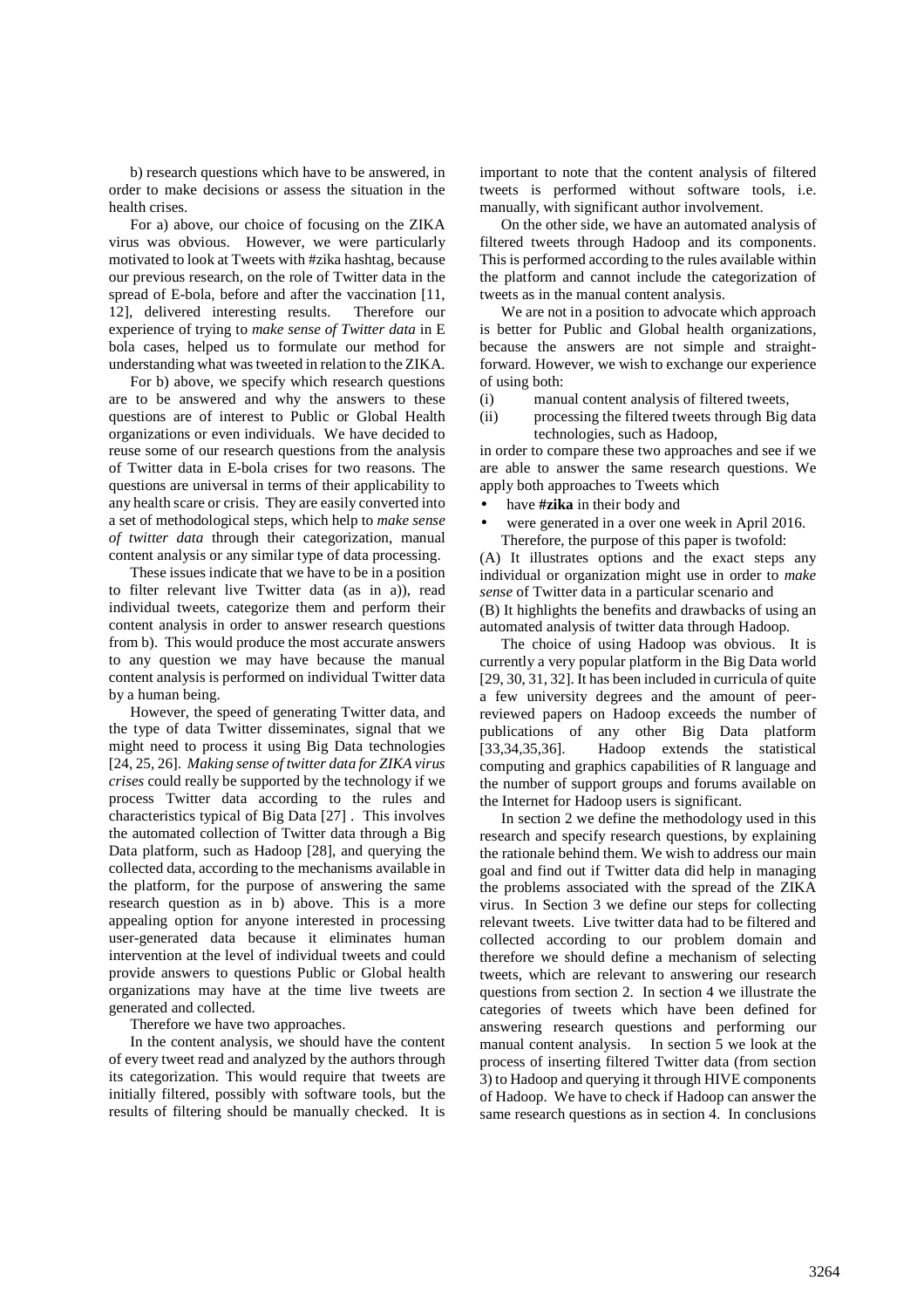b) research questions which have to be answered, in order to make decisions or assess the situation in the health crises.

For a) above, our choice of focusing on the ZIKA virus was obvious. However, we were particularly motivated to look at Tweets with #zika hashtag, because our previous research, on the role of Twitter data in the spread of E-bola, before and after the vaccination [11, 12], delivered interesting results. Therefore our experience of trying to *make sense of Twitter data* in E bola cases, helped us to formulate our method for understanding what was tweeted in relation to the ZIKA.

For b) above, we specify which research questions are to be answered and why the answers to these questions are of interest to Public or Global Health organizations or even individuals. We have decided to reuse some of our research questions from the analysis of Twitter data in E-bola crises for two reasons. The questions are universal in terms of their applicability to any health scare or crisis. They are easily converted into a set of methodological steps, which help to *make sense of twitter data* through their categorization, manual content analysis or any similar type of data processing.

These issues indicate that we have to be in a position to filter relevant live Twitter data (as in a)), read individual tweets, categorize them and perform their content analysis in order to answer research questions from b). This would produce the most accurate answers to any question we may have because the manual content analysis is performed on individual Twitter data by a human being.

However, the speed of generating Twitter data, and the type of data Twitter disseminates, signal that we might need to process it using Big Data technologies [24, 25, 26]. *Making sense of twitter data for ZIKA virus crises* could really be supported by the technology if we process Twitter data according to the rules and characteristics typical of Big Data [27] . This involves the automated collection of Twitter data through a Big Data platform, such as Hadoop [28], and querying the collected data, according to the mechanisms available in the platform, for the purpose of answering the same research question as in b) above. This is a more appealing option for anyone interested in processing user-generated data because it eliminates human intervention at the level of individual tweets and could provide answers to questions Public or Global health organizations may have at the time live tweets are generated and collected.

Therefore we have two approaches.

In the content analysis, we should have the content of every tweet read and analyzed by the authors through its categorization. This would require that tweets are initially filtered, possibly with software tools, but the results of filtering should be manually checked. It is important to note that the content analysis of filtered tweets is performed without software tools, i.e. manually, with significant author involvement.

On the other side, we have an automated analysis of filtered tweets through Hadoop and its components. This is performed according to the rules available within the platform and cannot include the categorization of tweets as in the manual content analysis.

We are not in a position to advocate which approach is better for Public and Global health organizations, because the answers are not simple and straight-forward. However, we wish to exchange our experience of using both:

(i) manual content analysis of filtered tweets,
(ii) processing the filtered tweets through Big data technologies, such as Hadoop,

in order to compare these two approaches and see if we are able to answer the same research questions. We apply both approaches to Tweets which

- have **#zika** in their body and
- were generated in a over one week in April 2016.

Therefore, the purpose of this paper is twofold:

(A) It illustrates options and the exact steps any individual or organization might use in order to *make sense* of Twitter data in a particular scenario and

(B) It highlights the benefits and drawbacks of using an automated analysis of twitter data through Hadoop.

The choice of using Hadoop was obvious. It is currently a very popular platform in the Big Data world [29, 30, 31, 32]. It has been included in curricula of quite a few university degrees and the amount of peer-reviewed papers on Hadoop exceeds the number of publications of any other Big Data platform [33,34,35,36]. Hadoop extends the statistical computing and graphics capabilities of R language and the number of support groups and forums available on the Internet for Hadoop users is significant.

In section 2 we define the methodology used in this research and specify research questions, by explaining the rationale behind them. We wish to address our main goal and find out if Twitter data did help in managing the problems associated with the spread of the ZIKA virus. In Section 3 we define our steps for collecting relevant tweets. Live twitter data had to be filtered and collected according to our problem domain and therefore we should define a mechanism of selecting tweets, which are relevant to answering our research questions from section 2. In section 4 we illustrate the categories of tweets which have been defined for answering research questions and performing our manual content analysis. In section 5 we look at the process of inserting filtered Twitter data (from section 3) to Hadoop and querying it through HIVE components of Hadoop. We have to check if Hadoop can answer the same research questions as in section 4. In conclusions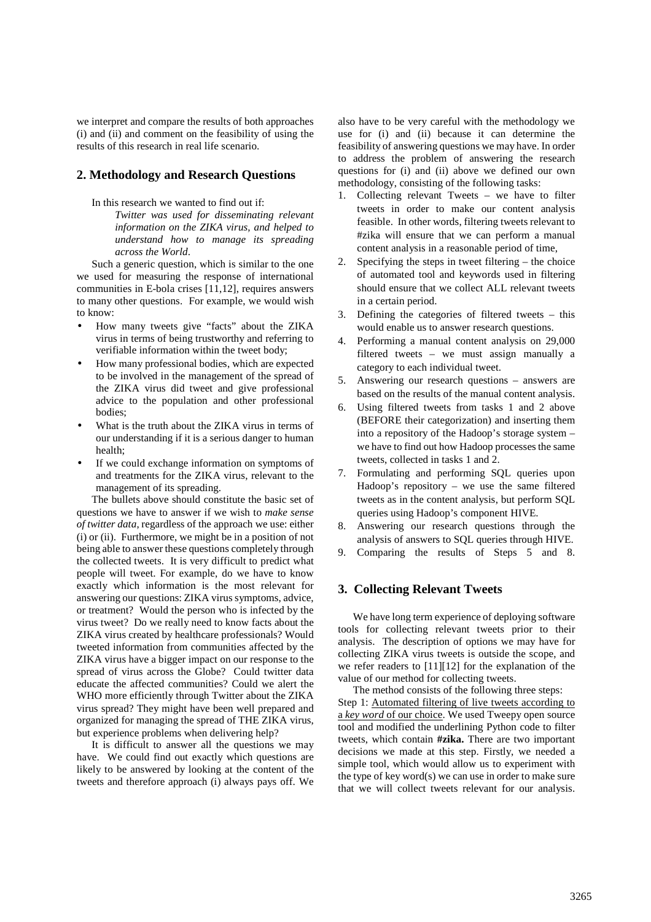we interpret and compare the results of both approaches (i) and (ii) and comment on the feasibility of using the results of this research in real life scenario.

## 2. Methodology and Research Questions

In this research we wanted to find out if:

> *Twitter was used for disseminating relevant information on the ZIKA virus, and helped to understand how to manage its spreading across the World.*

Such a generic question, which is similar to the one we used for measuring the response of international communities in E-bola crises [11,12], requires answers to many other questions. For example, we would wish to know:

- How many tweets give "facts" about the ZIKA virus in terms of being trustworthy and referring to verifiable information within the tweet body;
- How many professional bodies, which are expected to be involved in the management of the spread of the ZIKA virus did tweet and give professional advice to the population and other professional bodies;
- What is the truth about the ZIKA virus in terms of our understanding if it is a serious danger to human health;
- If we could exchange information on symptoms of and treatments for the ZIKA virus, relevant to the management of its spreading.

The bullets above should constitute the basic set of questions we have to answer if we wish to *make sense of twitter data,* regardless of the approach we use: either (i) or (ii). Furthermore, we might be in a position of not being able to answer these questions completely through the collected tweets. It is very difficult to predict what people will tweet. For example, do we have to know exactly which information is the most relevant for answering our questions: ZIKA virus symptoms, advice, or treatment? Would the person who is infected by the virus tweet? Do we really need to know facts about the ZIKA virus created by healthcare professionals? Would tweeted information from communities affected by the ZIKA virus have a bigger impact on our response to the spread of virus across the Globe? Could twitter data educate the affected communities? Could we alert the WHO more efficiently through Twitter about the ZIKA virus spread? They might have been well prepared and organized for managing the spread of THE ZIKA virus, but experience problems when delivering help?

It is difficult to answer all the questions we may have. We could find out exactly which questions are likely to be answered by looking at the content of the tweets and therefore approach (i) always pays off. We also have to be very careful with the methodology we use for (i) and (ii) because it can determine the feasibility of answering questions we may have. In order to address the problem of answering the research questions for (i) and (ii) above we defined our own methodology, consisting of the following tasks:

1. Collecting relevant Tweets – we have to filter tweets in order to make our content analysis feasible. In other words, filtering tweets relevant to #zika will ensure that we can perform a manual content analysis in a reasonable period of time,
2. Specifying the steps in tweet filtering – the choice of automated tool and keywords used in filtering should ensure that we collect ALL relevant tweets in a certain period.
3. Defining the categories of filtered tweets – this would enable us to answer research questions.
4. Performing a manual content analysis on 29,000 filtered tweets – we must assign manually a category to each individual tweet.
5. Answering our research questions – answers are based on the results of the manual content analysis.
6. Using filtered tweets from tasks 1 and 2 above (BEFORE their categorization) and inserting them into a repository of the Hadoop's storage system – we have to find out how Hadoop processes the same tweets, collected in tasks 1 and 2.
7. Formulating and performing SQL queries upon Hadoop's repository – we use the same filtered tweets as in the content analysis, but perform SQL queries using Hadoop's component HIVE.
8. Answering our research questions through the analysis of answers to SQL queries through HIVE.
9. Comparing the results of Steps 5 and 8.

## 3. Collecting Relevant Tweets

We have long term experience of deploying software tools for collecting relevant tweets prior to their analysis. The description of options we may have for collecting ZIKA virus tweets is outside the scope, and we refer readers to [11][12] for the explanation of the value of our method for collecting tweets.

The method consists of the following three steps:

Step 1: Automated filtering of live tweets according to a *key word* of our choice. We used Tweepy open source tool and modified the underlining Python code to filter tweets, which contain **#zika.** There are two important decisions we made at this step. Firstly, we needed a simple tool, which would allow us to experiment with the type of key word(s) we can use in order to make sure that we will collect tweets relevant for our analysis.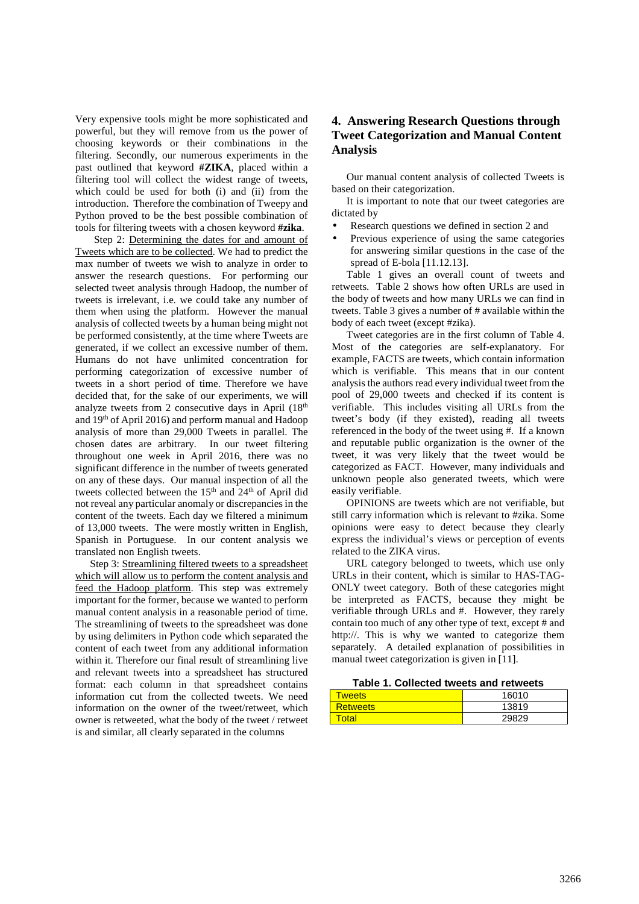Very expensive tools might be more sophisticated and powerful, but they will remove from us the power of choosing keywords or their combinations in the filtering. Secondly, our numerous experiments in the past outlined that keyword **#ZIKA**, placed within a filtering tool will collect the widest range of tweets, which could be used for both (i) and (ii) from the introduction. Therefore the combination of Tweepy and Python proved to be the best possible combination of tools for filtering tweets with a chosen keyword **#zika**.

Step 2: Determining the dates for and amount of Tweets which are to be collected. We had to predict the max number of tweets we wish to analyze in order to answer the research questions. For performing our selected tweet analysis through Hadoop, the number of tweets is irrelevant, i.e. we could take any number of them when using the platform. However the manual analysis of collected tweets by a human being might not be performed consistently, at the time where Tweets are generated, if we collect an excessive number of them. Humans do not have unlimited concentration for performing categorization of excessive number of tweets in a short period of time. Therefore we have decided that, for the sake of our experiments, we will analyze tweets from 2 consecutive days in April (18th and 19th of April 2016) and perform manual and Hadoop analysis of more than 29,000 Tweets in parallel. The chosen dates are arbitrary. In our tweet filtering throughout one week in April 2016, there was no significant difference in the number of tweets generated on any of these days. Our manual inspection of all the tweets collected between the 15th and 24th of April did not reveal any particular anomaly or discrepancies in the content of the tweets. Each day we filtered a minimum of 13,000 tweets. The were mostly written in English, Spanish in Portuguese. In our content analysis we translated non English tweets.

Step 3: Streamlining filtered tweets to a spreadsheet which will allow us to perform the content analysis and feed the Hadoop platform. This step was extremely important for the former, because we wanted to perform manual content analysis in a reasonable period of time. The streamlining of tweets to the spreadsheet was done by using delimiters in Python code which separated the content of each tweet from any additional information within it. Therefore our final result of streamlining live and relevant tweets into a spreadsheet has structured format: each column in that spreadsheet contains information cut from the collected tweets. We need information on the owner of the tweet/retweet, which owner is retweeted, what the body of the tweet / retweet is and similar, all clearly separated in the columns

## 4. Answering Research Questions through Tweet Categorization and Manual Content Analysis

Our manual content analysis of collected Tweets is based on their categorization.

It is important to note that our tweet categories are dictated by

- Research questions we defined in section 2 and
- Previous experience of using the same categories for answering similar questions in the case of the spread of E-bola [11.12.13].

Table 1 gives an overall count of tweets and retweets. Table 2 shows how often URLs are used in the body of tweets and how many URLs we can find in tweets. Table 3 gives a number of # available within the body of each tweet (except #zika).

Tweet categories are in the first column of Table 4. Most of the categories are self-explanatory. For example, FACTS are tweets, which contain information which is verifiable. This means that in our content analysis the authors read every individual tweet from the pool of 29,000 tweets and checked if its content is verifiable. This includes visiting all URLs from the tweet's body (if they existed), reading all tweets referenced in the body of the tweet using #. If a known and reputable public organization is the owner of the tweet, it was very likely that the tweet would be categorized as FACT. However, many individuals and unknown people also generated tweets, which were easily verifiable.

OPINIONS are tweets which are not verifiable, but still carry information which is relevant to #zika. Some opinions were easy to detect because they clearly express the individual's views or perception of events related to the ZIKA virus.

URL category belonged to tweets, which use only URLs in their content, which is similar to HAS-TAG-ONLY tweet category. Both of these categories might be interpreted as FACTS, because they might be verifiable through URLs and #. However, they rarely contain too much of any other type of text, except # and http://. This is why we wanted to categorize them separately. A detailed explanation of possibilities in manual tweet categorization is given in [11].

**Table 1. Collected tweets and retweets**

| | |
|---|---|
| Tweets | 16010 |
| Retweets | 13819 |
| Total | 29829 |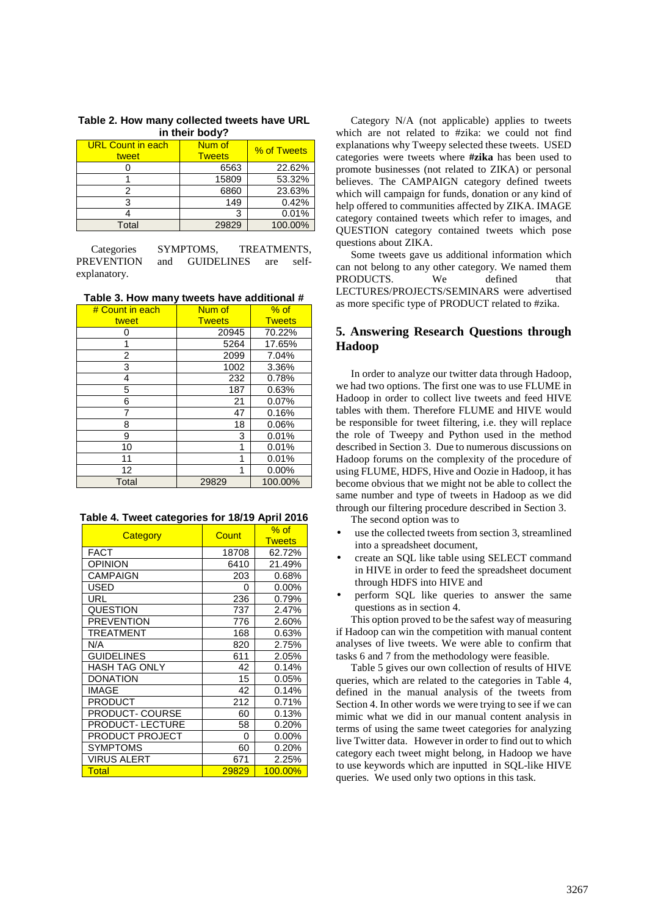**Table 2. How many collected tweets have URL in their body?**

| URL Count in each tweet | Num of Tweets | % of Tweets |
|---|---|---|
| 0 | 6563 | 22.62% |
| 1 | 15809 | 53.32% |
| 2 | 6860 | 23.63% |
| 3 | 149 | 0.42% |
| 4 | 3 | 0.01% |
| Total | 29829 | 100.00% |

Categories SYMPTOMS, TREATMENTS, PREVENTION and GUIDELINES are self-explanatory.

**Table 3. How many tweets have additional #**

| # Count in each tweet | Num of Tweets | % of Tweets |
|---|---|---|
| 0 | 20945 | 70.22% |
| 1 | 5264 | 17.65% |
| 2 | 2099 | 7.04% |
| 3 | 1002 | 3.36% |
| 4 | 232 | 0.78% |
| 5 | 187 | 0.63% |
| 6 | 21 | 0.07% |
| 7 | 47 | 0.16% |
| 8 | 18 | 0.06% |
| 9 | 3 | 0.01% |
| 10 | 1 | 0.01% |
| 11 | 1 | 0.01% |
| 12 | 1 | 0.00% |
| Total | 29829 | 100.00% |

**Table 4. Tweet categories for 18/19 April 2016**

| Category | Count | % of Tweets |
|---|---|---|
| FACT | 18708 | 62.72% |
| OPINION | 6410 | 21.49% |
| CAMPAIGN | 203 | 0.68% |
| USED | 0 | 0.00% |
| URL | 236 | 0.79% |
| QUESTION | 737 | 2.47% |
| PREVENTION | 776 | 2.60% |
| TREATMENT | 168 | 0.63% |
| N/A | 820 | 2.75% |
| GUIDELINES | 611 | 2.05% |
| HASH TAG ONLY | 42 | 0.14% |
| DONATION | 15 | 0.05% |
| IMAGE | 42 | 0.14% |
| PRODUCT | 212 | 0.71% |
| PRODUCT- COURSE | 60 | 0.13% |
| PRODUCT- LECTURE | 58 | 0.20% |
| PRODUCT PROJECT | 0 | 0.00% |
| SYMPTOMS | 60 | 0.20% |
| VIRUS ALERT | 671 | 2.25% |
| Total | 29829 | 100.00% |

Category N/A (not applicable) applies to tweets which are not related to #zika: we could not find explanations why Tweepy selected these tweets. USED categories were tweets where **#zika** has been used to promote businesses (not related to ZIKA) or personal believes. The CAMPAIGN category defined tweets which will campaign for funds, donation or any kind of help offered to communities affected by ZIKA. IMAGE category contained tweets which refer to images, and QUESTION category contained tweets which pose questions about ZIKA.

Some tweets gave us additional information which can not belong to any other category. We named them PRODUCTS. We defined that LECTURES/PROJECTS/SEMINARS were advertised as more specific type of PRODUCT related to #zika.

## 5. Answering Research Questions through Hadoop

In order to analyze our twitter data through Hadoop, we had two options. The first one was to use FLUME in Hadoop in order to collect live tweets and feed HIVE tables with them. Therefore FLUME and HIVE would be responsible for tweet filtering, i.e. they will replace the role of Tweepy and Python used in the method described in Section 3. Due to numerous discussions on Hadoop forums on the complexity of the procedure of using FLUME, HDFS, Hive and Oozie in Hadoop, it has become obvious that we might not be able to collect the same number and type of tweets in Hadoop as we did through our filtering procedure described in Section 3.

The second option was to

- use the collected tweets from section 3, streamlined into a spreadsheet document,
- create an SQL like table using SELECT command in HIVE in order to feed the spreadsheet document through HDFS into HIVE and
- perform SQL like queries to answer the same questions as in section 4.

This option proved to be the safest way of measuring if Hadoop can win the competition with manual content analyses of live tweets. We were able to confirm that tasks 6 and 7 from the methodology were feasible.

Table 5 gives our own collection of results of HIVE queries, which are related to the categories in Table 4, defined in the manual analysis of the tweets from Section 4. In other words we were trying to see if we can mimic what we did in our manual content analysis in terms of using the same tweet categories for analyzing live Twitter data. However in order to find out to which category each tweet might belong, in Hadoop we have to use keywords which are inputted in SQL-like HIVE queries. We used only two options in this task.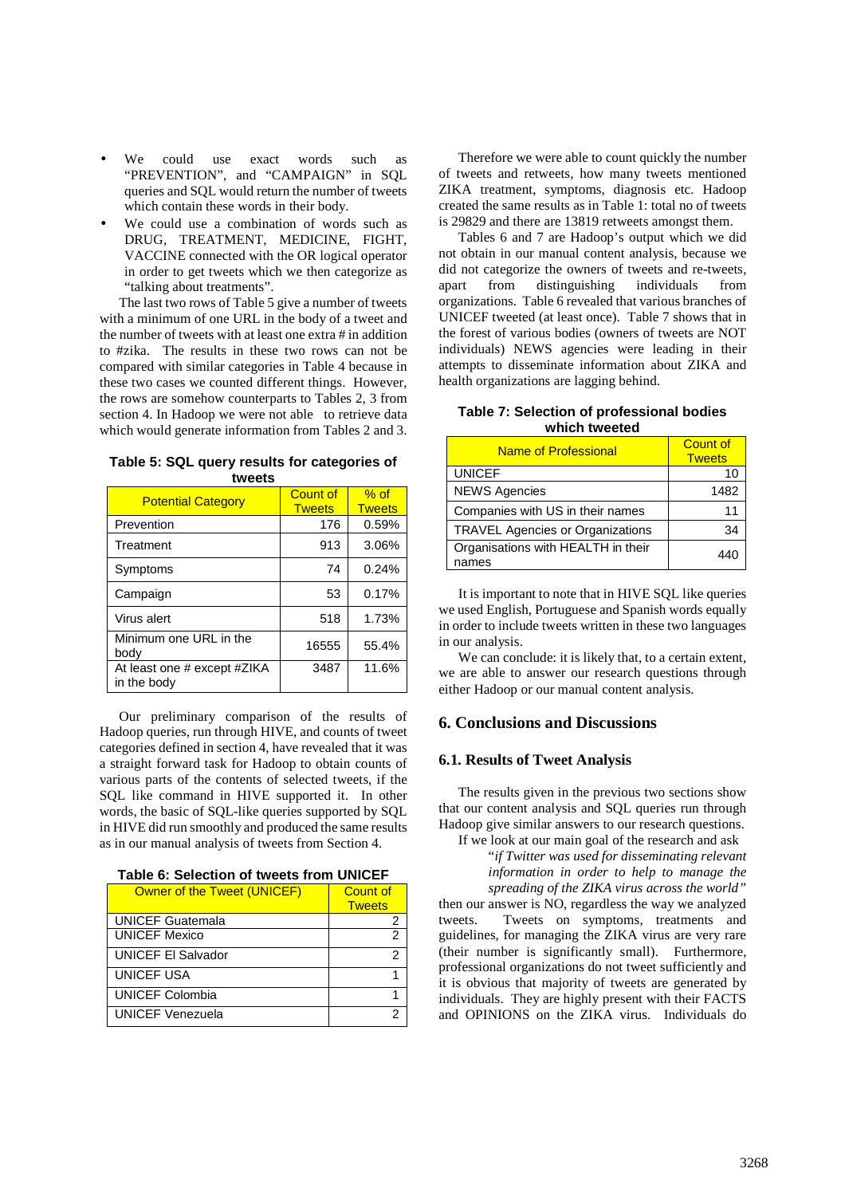- We could use exact words such as "PREVENTION", and "CAMPAIGN" in SQL queries and SQL would return the number of tweets which contain these words in their body.
- We could use a combination of words such as DRUG, TREATMENT, MEDICINE, FIGHT, VACCINE connected with the OR logical operator in order to get tweets which we then categorize as "talking about treatments".

The last two rows of Table 5 give a number of tweets with a minimum of one URL in the body of a tweet and the number of tweets with at least one # in addition to #zika. The results in these two rows can not be compared with similar categories in Table 4 because in these two cases we counted different things. However, the rows are somehow counterparts to Tables 2, 3 from section 4. In Hadoop we were not able to retrieve data which would generate information from Tables 2 and 3.

**Table 5: SQL query results for categories of tweets**

| Potential Category | Count of Tweets | % of Tweets |
|---|---|---|
| Prevention | 176 | 0.59% |
| Treatment | 913 | 3.06% |
| Symptoms | 74 | 0.24% |
| Campaign | 53 | 0.17% |
| Virus alert | 518 | 1.73% |
| Minimum one URL in the body | 16555 | 55.4% |
| At least one # except #ZIKA in the body | 3487 | 11.6% |

Our preliminary comparison of the results of Hadoop queries, run through HIVE, and counts of tweet categories defined in section 4, have revealed that it was a straight forward task for Hadoop to obtain counts of various parts of the contents of selected tweets, if the SQL like command in HIVE supported it. In other words, the basic of SQL-like queries supported by SQL in HIVE did run smoothly and produced the same results as in our manual analysis of tweets from Section 4.

**Table 6: Selection of tweets from UNICEF**

| Owner of the Tweet (UNICEF) | Count of Tweets |
|---|---|
| UNICEF Guatemala | 2 |
| UNICEF Mexico | 2 |
| UNICEF El Salvador | 2 |
| UNICEF USA | 1 |
| UNICEF Colombia | 1 |
| UNICEF Venezuela | 2 |

Therefore we were able to count quickly the number of tweets and retweets, how many tweets mentioned ZIKA treatment, symptoms, diagnosis etc. Hadoop created the same results as in Table 1: total no of tweets is 29829 and there are 13819 retweets amongst them.

Tables 6 and 7 are Hadoop's output which we did not obtain in our manual content analysis, because we did not categorize the owners of tweets and re-tweets, apart from distinguishing individuals from organizations. Table 6 revealed that various branches of UNICEF tweeted (at least once). Table 7 shows that in the forest of various bodies (owners of tweets are NOT individuals) NEWS agencies were leading in their attempts to disseminate information about ZIKA and health organizations are lagging behind.

**Table 7: Selection of professional bodies which tweeted**

| Name of Professional | Count of Tweets |
|---|---|
| UNICEF | 10 |
| NEWS Agencies | 1482 |
| Companies with US in their names | 11 |
| TRAVEL Agencies or Organizations | 34 |
| Organisations with HEALTH in their names | 440 |

It is important to note that in HIVE SQL like queries we used English, Portuguese and Spanish words equally in order to include tweets written in these two languages in our analysis.

We can conclude: it is likely that, to a certain extent, we are able to answer our research questions through either Hadoop or our manual content analysis.

## 6. Conclusions and Discussions

### 6.1. Results of Tweet Analysis

The results given in the previous two sections show that our content analysis and SQL queries run through Hadoop give similar answers to our research questions.

If we look at our main goal of the research and ask

> "*if Twitter was used for disseminating relevant information in order to help to manage the spreading of the ZIKA virus across the world"*

then our answer is NO, regardless the way we analyzed tweets. Tweets on symptoms, treatments and guidelines, for managing the ZIKA virus are very rare (their number is significantly small). Furthermore, professional organizations do not tweet sufficiently and it is obvious that majority of tweets are generated by individuals. They are highly present with their FACTS and OPINIONS on the ZIKA virus. Individuals do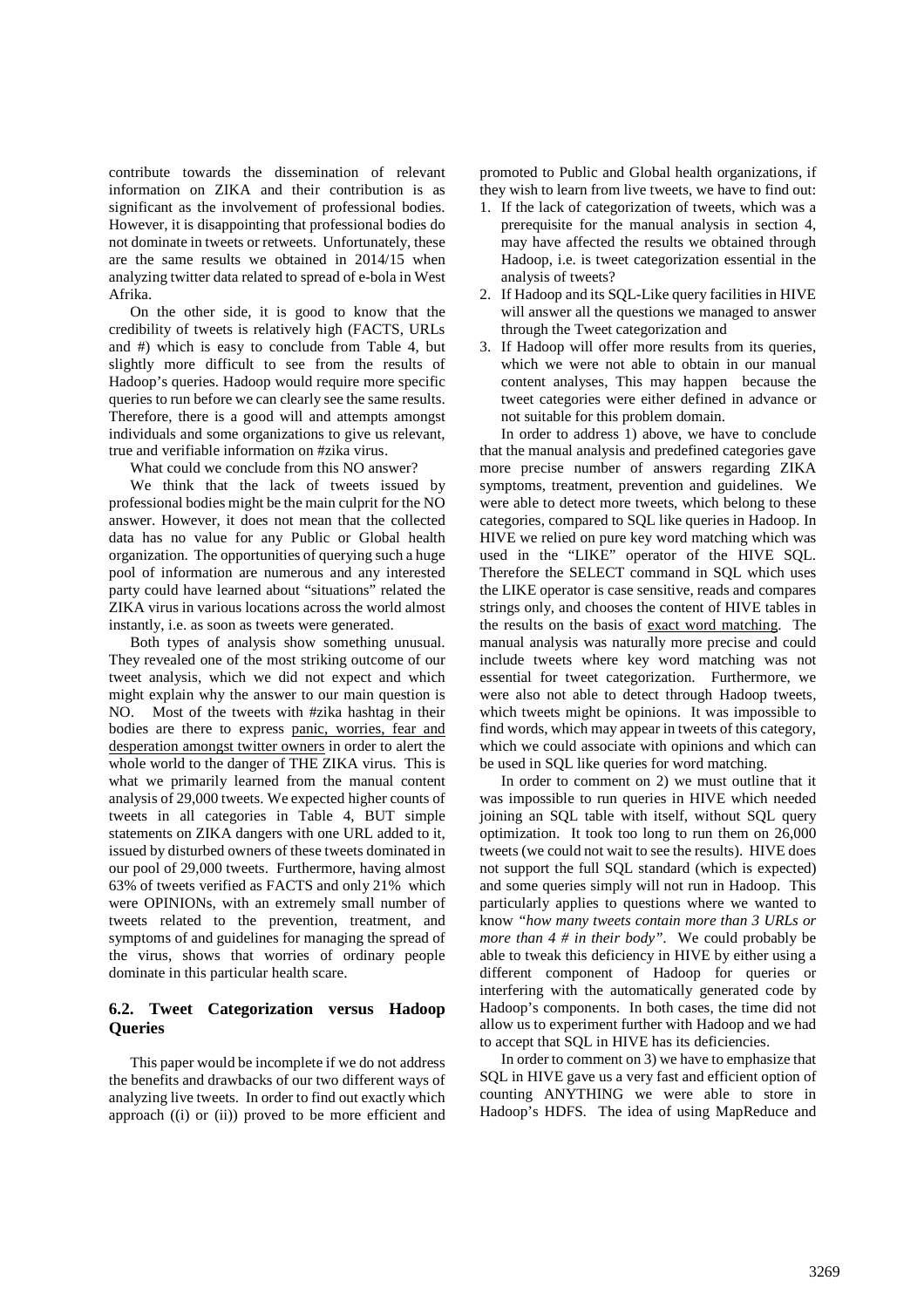contribute towards the dissemination of relevant information on ZIKA and their contribution is as significant as the involvement of professional bodies. However, it is disappointing that professional bodies do not dominate in tweets or retweets. Unfortunately, these are the same results we obtained in 2014/15 when analyzing twitter data related to spread of e-bola in West Afrika.

On the other side, it is good to know that the credibility of tweets is relatively high (FACTS, URLs and #) which is easy to conclude from Table 4, but slightly more difficult to see from the results of Hadoop's queries. Hadoop would require more specific queries to run before we can clearly see the same results. Therefore, there is a good will and attempts amongst individuals and some organizations to give us relevant, true and verifiable information on #zika virus.

What could we conclude from this NO answer?

We think that the lack of tweets issued by professional bodies might be the main culprit for the NO answer. However, it does not mean that the collected data has no value for any Public or Global health organization. The opportunities of querying such a huge pool of information are numerous and any interested party could have learned about "situations" related the ZIKA virus in various locations across the world almost instantly, i.e. as soon as tweets were generated.

Both types of analysis show something unusual. They revealed one of the most striking outcome of our tweet analysis, which we did not expect and which might explain why the answer to our main question is NO. Most of the tweets with #zika hashtag in their bodies are there to express panic, worries, fear and desperation amongst twitter owners in order to alert the whole world to the danger of THE ZIKA virus. This is what we primarily learned from the manual content analysis of 29,000 tweets. We expected higher counts of tweets in all categories in Table 4, BUT simple statements on ZIKA dangers with one URL added to it, issued by disturbed owners of these tweets dominated in our pool of 29,000 tweets. Furthermore, having almost 63% of tweets verified as FACTS and only 21% which were OPINIONs, with an extremely small number of tweets related to the prevention, treatment, and symptoms of and guidelines for managing the spread of the virus, shows that worries of ordinary people dominate in this particular health scare.

### 6.2. Tweet Categorization versus Hadoop Queries

This paper would be incomplete if we do not address the benefits and drawbacks of our two different ways of analyzing live tweets. In order to find out exactly which approach ((i) or (ii)) proved to be more efficient and promoted to Public and Global health organizations, if they wish to learn from live tweets, we have to find out:

1. If the lack of categorization of tweets, which was a prerequisite for the manual analysis in section 4, may have affected the results we obtained through Hadoop, i.e. is tweet categorization essential in the analysis of tweets?
2. If Hadoop and its SQL-Like query facilities in HIVE will answer all the questions we managed to answer through the Tweet categorization and
3. If Hadoop will offer more results from its queries, which we were not able to obtain in our manual content analyses, This may happen because the tweet categories were either defined in advance or not suitable for this problem domain.

In order to address 1) above, we have to conclude that the manual analysis and predefined categories gave more precise number of answers regarding ZIKA symptoms, treatment, prevention and guidelines. We were able to detect more tweets, which belong to these categories, compared to SQL like queries in Hadoop. In HIVE we relied on pure key word matching which was used in the "LIKE" operator of the HIVE SQL. Therefore the SELECT command in SQL which uses the LIKE operator is case sensitive, reads and compares strings only, and chooses the content of HIVE tables in the results on the basis of exact word matching. The manual analysis was naturally more precise and could include tweets where key word matching was not essential for tweet categorization. Furthermore, we were also not able to detect through Hadoop tweets, which tweets might be opinions. It was impossible to find words, which may appear in tweets of this category, which we could associate with opinions and which can be used in SQL like queries for word matching.

In order to comment on 2) we must outline that it was impossible to run queries in HIVE which needed joining an SQL table with itself, without SQL query optimization. It took too long to run them on 26,000 tweets (we could not wait to see the results). HIVE does not support the full SQL standard (which is expected) and some queries simply will not run in Hadoop. This particularly applies to questions where we wanted to know *"how many tweets contain more than 3 URLs or more than 4 # in their body"*. We could probably be able to tweak this deficiency in HIVE by either using a different component of Hadoop for queries or interfering with the automatically generated code by Hadoop's components. In both cases, the time did not allow us to experiment further with Hadoop and we had to accept that SQL in HIVE has its deficiencies.

In order to comment on 3) we have to emphasize that SQL in HIVE gave us a very fast and efficient option of counting ANYTHING we were able to store in Hadoop's HDFS. The idea of using MapReduce and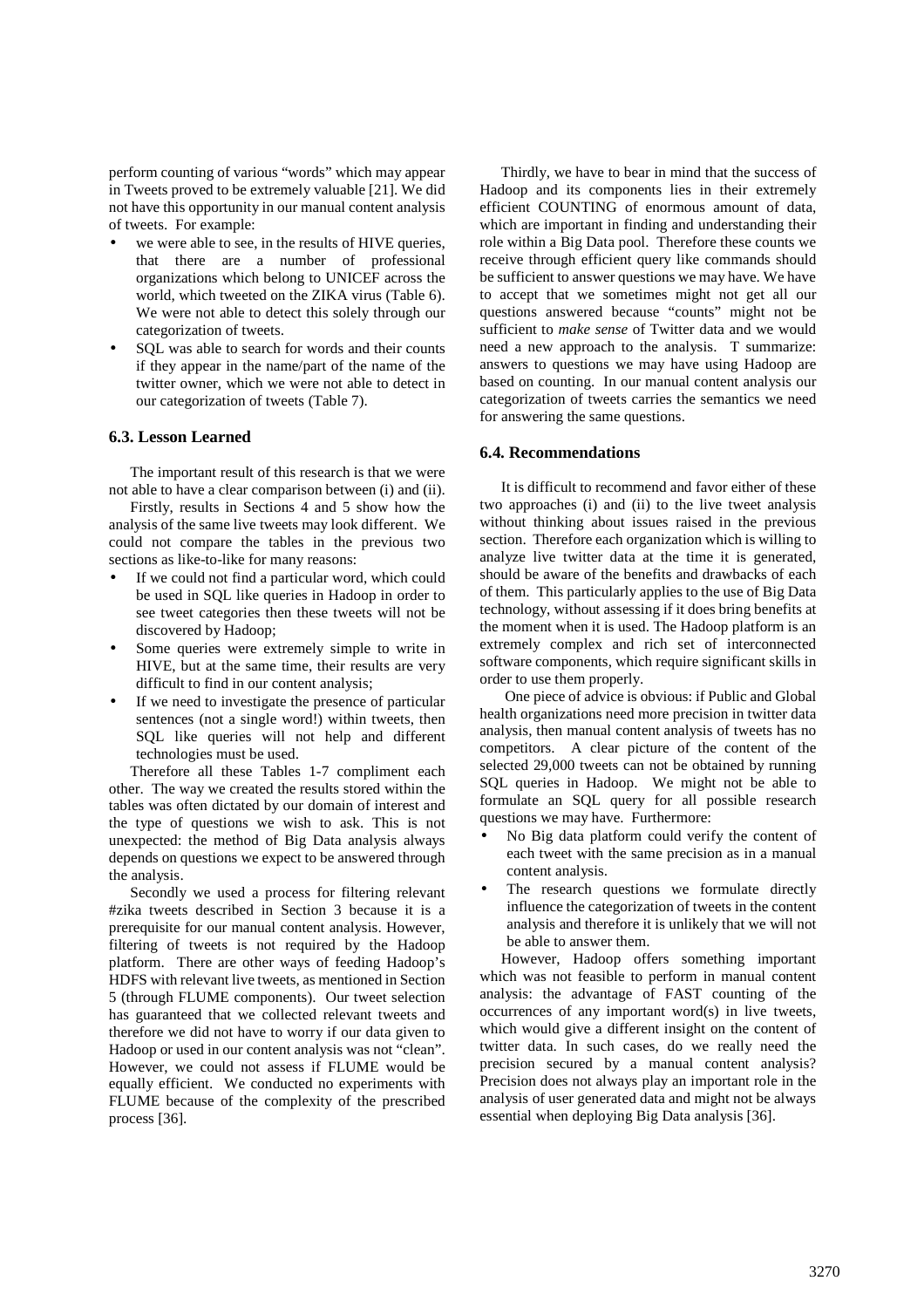perform counting of various "words" which may appear in Tweets proved to be extremely valuable [21]. We did not have this opportunity in our manual content analysis of tweets. For example:

- we were able to see, in the results of HIVE queries, that there are a number of professional organizations which belong to UNICEF across the world, which tweeted on the ZIKA virus (Table 6). We were not able to detect this solely through our categorization of tweets.
- SQL was able to search for words and their counts if they appear in the name/part of the name of the twitter owner, which we were not able to detect in our categorization of tweets (Table 7).

### 6.3. Lesson Learned

The important result of this research is that we were not able to have a clear comparison between (i) and (ii).

Firstly, results in Sections 4 and 5 show how the analysis of the same live tweets may look different. We could not compare the tables in the previous two sections as like-to-like for many reasons:

- If we could not find a particular word, which could be used in SQL like queries in Hadoop in order to see tweet categories then these tweets will not be discovered by Hadoop;
- Some queries were extremely simple to write in HIVE, but at the same time, their results are very difficult to find in our content analysis;
- If we need to investigate the presence of particular sentences (not a single word!) within tweets, then SQL like queries will not help and different technologies must be used.

Therefore all these Tables 1-7 compliment each other. The way we created the results stored within the tables was often dictated by our domain of interest and the type of questions we wish to ask. This is not unexpected: the method of Big Data analysis always depends on questions we expect to be answered through the analysis.

Secondly we used a process for filtering relevant #zika tweets described in Section 3 because it is a prerequisite for our manual content analysis. However, filtering of tweets is not required by the Hadoop platform. There are other ways of feeding Hadoop's HDFS with relevant live tweets, as mentioned in Section 5 (through FLUME components). Our tweet selection has guaranteed that we collected relevant tweets and therefore we did not have to worry if our data given to Hadoop or used in our content analysis was not "clean". However, we could not assess if FLUME would be equally efficient. We conducted no experiments with FLUME because of the complexity of the prescribed process [36].

Thirdly, we have to bear in mind that the success of Hadoop and its components lies in their extremely efficient COUNTING of enormous amount of data, which are important in finding and understanding their role within a Big Data pool. Therefore these counts we receive through efficient query like commands should be sufficient to answer questions we may have. We have to accept that we sometimes might not get all our questions answered because "counts" might not be sufficient to *make sense* of Twitter data and we would need a new approach to the analysis. T summarize: answers to questions we may have using Hadoop are based on counting. In our manual content analysis our categorization of tweets carries the semantics we need for answering the same questions.

### 6.4. Recommendations

It is difficult to recommend and favor either of these two approaches (i) and (ii) to the live tweet analysis without thinking about issues raised in the previous section. Therefore each organization which is willing to analyze live twitter data at the time it is generated, should be aware of the benefits and drawbacks of each of them. This particularly applies to the use of Big Data technology, without assessing if it does bring benefits at the moment when it is used. The Hadoop platform is an extremely complex and rich set of interconnected software components, which require significant skills in order to use them properly.

One piece of advice is obvious: if Public and Global health organizations need more precision in twitter data analysis, then manual content analysis of tweets has no competitors. A clear picture of the content of the selected 29,000 tweets can not be obtained by running SQL queries in Hadoop. We might not be able to formulate an SQL query for all possible research questions we may have. Furthermore:

- No Big data platform could verify the content of each tweet with the same precision as in a manual content analysis.
- The research questions we formulate directly influence the categorization of tweets in the content analysis and therefore it is unlikely that we will not be able to answer them.

However, Hadoop offers something important which was not feasible to perform in manual content analysis: the advantage of FAST counting of the occurrences of any important word(s) in live tweets, which would give a different insight on the content of twitter data. In such cases, do we really need the precision secured by a manual content analysis? Precision does not always play an important role in the analysis of user generated data and might not be always essential when deploying Big Data analysis [36].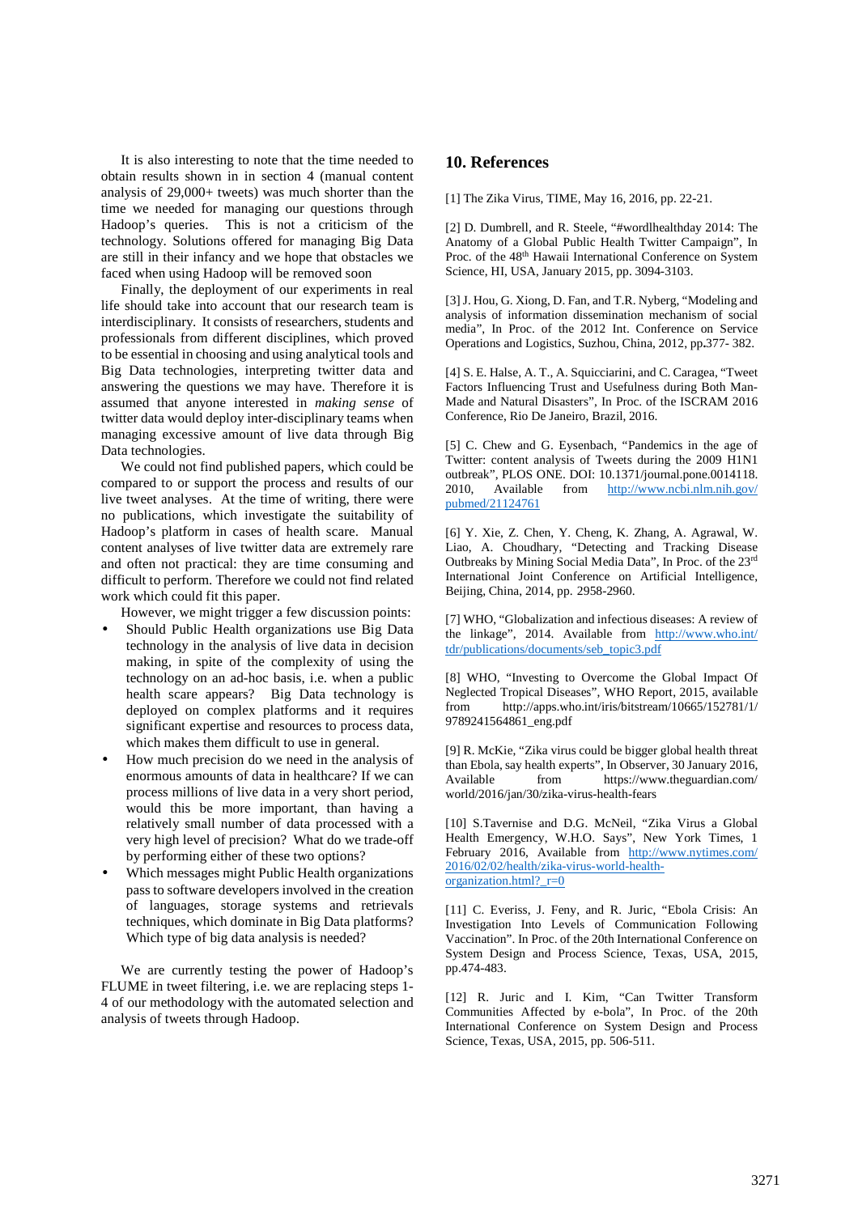It is also interesting to note that the time needed to obtain results shown in in section 4 (manual content analysis of 29,000+ tweets) was much shorter than the time we needed for managing our questions through Hadoop's queries. This is not a criticism of the technology. Solutions offered for managing Big Data are still in their infancy and we hope that obstacles we faced when using Hadoop will be removed soon

Finally, the deployment of our experiments in real life should take into account that our research team is interdisciplinary. It consists of researchers, students and professionals from different disciplines, which proved to be essential in choosing and using analytical tools and Big Data technologies, interpreting twitter data and answering the questions we may have. Therefore it is assumed that anyone interested in *making sense* of twitter data would deploy inter-disciplinary teams when managing excessive amount of live data through Big Data technologies.

We could not find published papers, which could be compared to or support the process and results of our live tweet analyses. At the time of writing, there were no publications, which investigate the suitability of Hadoop's platform in cases of health scare. Manual content analyses of live twitter data are extremely rare and often not practical: they are time consuming and difficult to perform. Therefore we could not find related work which could fit this paper.

However, we might trigger a few discussion points:

- Should Public Health organizations use Big Data technology in the analysis of live data in decision making, in spite of the complexity of using the technology on an ad-hoc basis, i.e. when a public health scare appears? Big Data technology is deployed on complex platforms and it requires significant expertise and resources to process data, which makes them difficult to use in general.
- How much precision do we need in the analysis of enormous amounts of data in healthcare? If we can process millions of live data in a very short period, would this be more important, than having a relatively small number of data processed with a very high level of precision? What do we trade-off by performing either of these two options?
- Which messages might Public Health organizations pass to software developers involved in the creation of languages, storage systems and retrievals techniques, which dominate in Big Data platforms? Which type of big data analysis is needed?

We are currently testing the power of Hadoop's FLUME in tweet filtering, i.e. we are replacing steps 1-4 of our methodology with the automated selection and analysis of tweets through Hadoop.

## 10. References

[1] The Zika Virus, TIME, May 16, 2016, pp. 22-21.

[2] D. Dumbrell, and R. Steele, "#wordlhealthday 2014: The Anatomy of a Global Public Health Twitter Campaign", In Proc. of the 48th Hawaii International Conference on System Science, HI, USA, January 2015, pp. 3094-3103.

[3] J. Hou, G. Xiong, D. Fan, and T.R. Nyberg, "Modeling and analysis of information dissemination mechanism of social media", In Proc. of the 2012 Int. Conference on Service Operations and Logistics, Suzhou, China, 2012, pp.377- 382.

[4] S. E. Halse, A. T., A. Squicciarini, and C. Caragea, "Tweet Factors Influencing Trust and Usefulness during Both Man-Made and Natural Disasters", In Proc. of the ISCRAM 2016 Conference, Rio De Janeiro, Brazil, 2016.

[5] C. Chew and G. Eysenbach, "Pandemics in the age of Twitter: content analysis of Tweets during the 2009 H1N1 outbreak", PLOS ONE. DOI: 10.1371/journal.pone.0014118. 2010, Available from http://www.ncbi.nlm.nih.gov/pubmed/21124761

[6] Y. Xie, Z. Chen, Y. Cheng, K. Zhang, A. Agrawal, W. Liao, A. Choudhary, "Detecting and Tracking Disease Outbreaks by Mining Social Media Data", In Proc. of the 23rd International Joint Conference on Artificial Intelligence, Beijing, China, 2014, pp. 2958-2960.

[7] WHO, "Globalization and infectious diseases: A review of the linkage", 2014. Available from http://www.who.int/tdr/publications/documents/seb_topic3.pdf

[8] WHO, "Investing to Overcome the Global Impact Of Neglected Tropical Diseases", WHO Report, 2015, available from http://apps.who.int/iris/bitstream/10665/152781/1/9789241564861_eng.pdf

[9] R. McKie, "Zika virus could be bigger global health threat than Ebola, say health experts", In Observer, 30 January 2016, Available from https://www.theguardian.com/world/2016/jan/30/zika-virus-health-fears

[10] S.Tavernise and D.G. McNeil, "Zika Virus a Global Health Emergency, W.H.O. Says", New York Times, 1 February 2016, Available from http://www.nytimes.com/2016/02/02/health/zika-virus-world-health-organization.html?_r=0

[11] C. Everiss, J. Feny, and R. Juric, "Ebola Crisis: An Investigation Into Levels of Communication Following Vaccination". In Proc. of the 20th International Conference on System Design and Process Science, Texas, USA, 2015, pp.474-483.

[12] R. Juric and I. Kim, "Can Twitter Transform Communities Affected by e-bola", In Proc. of the 20th International Conference on System Design and Process Science, Texas, USA, 2015, pp. 506-511.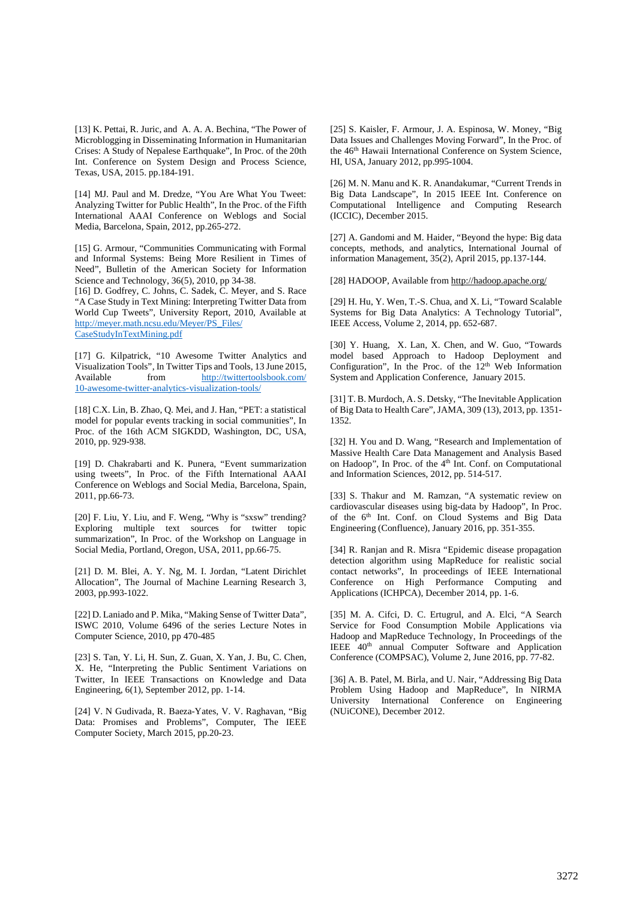[13] K. Pettai, R. Juric, and A. A. A. Bechina, "The Power of Microblogging in Disseminating Information in Humanitarian Crises: A Study of Nepalese Earthquake", In Proc. of the 20th Int. Conference on System Design and Process Science, Texas, USA, 2015. pp.184-191.

[14] MJ. Paul and M. Dredze, "You Are What You Tweet: Analyzing Twitter for Public Health", In the Proc. of the Fifth International AAAI Conference on Weblogs and Social Media, Barcelona, Spain, 2012, pp.265-272.

[15] G. Armour, "Communities Communicating with Formal and Informal Systems: Being More Resilient in Times of Need", Bulletin of the American Society for Information Science and Technology, 36(5), 2010, pp 34-38.

[16] D. Godfrey, C. Johns, C. Sadek, C. Meyer, and S. Race "A Case Study in Text Mining: Interpreting Twitter Data from World Cup Tweets", University Report, 2010, Available at http://meyer.math.ncsu.edu/Meyer/PS_Files/CaseStudyInTextMining.pdf

[17] G. Kilpatrick, "10 Awesome Twitter Analytics and Visualization Tools", In Twitter Tips and Tools, 13 June 2015, Available from http://twittertoolsbook.com/10-awesome-twitter-analytics-visualization-tools/

[18] C.X. Lin, B. Zhao, Q. Mei, and J. Han, "PET: a statistical model for popular events tracking in social communities", In Proc. of the 16th ACM SIGKDD, Washington, DC, USA, 2010, pp. 929-938.

[19] D. Chakrabarti and K. Punera, "Event summarization using tweets", In Proc. of the Fifth International AAAI Conference on Weblogs and Social Media, Barcelona, Spain, 2011, pp.66-73.

[20] F. Liu, Y. Liu, and F. Weng, "Why is "sxsw" trending? Exploring multiple text sources for twitter topic summarization", In Proc. of the Workshop on Language in Social Media, Portland, Oregon, USA, 2011, pp.66-75.

[21] D. M. Blei, A. Y. Ng, M. I. Jordan, "Latent Dirichlet Allocation", The Journal of Machine Learning Research 3, 2003, pp.993-1022.

[22] D. Laniado and P. Mika, "Making Sense of Twitter Data", ISWC 2010, Volume 6496 of the series Lecture Notes in Computer Science, 2010, pp 470-485

[23] S. Tan, Y. Li, H. Sun, Z. Guan, X. Yan, J. Bu, C. Chen, X. He, "Interpreting the Public Sentiment Variations on Twitter, In IEEE Transactions on Knowledge and Data Engineering, 6(1), September 2012, pp. 1-14.

[24] V. N Gudivada, R. Baeza-Yates, V. V. Raghavan, "Big Data: Promises and Problems", Computer, The IEEE Computer Society, March 2015, pp.20-23.

[25] S. Kaisler, F. Armour, J. A. Espinosa, W. Money, "Big Data Issues and Challenges Moving Forward", In the Proc. of the 46th Hawaii International Conference on System Science, HI, USA, January 2012, pp.995-1004.

[26] M. N. Manu and K. R. Anandakumar, "Current Trends in Big Data Landscape", In 2015 IEEE Int. Conference on Computational Intelligence and Computing Research (ICCIC), December 2015.

[27] A. Gandomi and M. Haider, "Beyond the hype: Big data concepts, methods, and analytics, International Journal of information Management, 35(2), April 2015, pp.137-144.

[28] HADOOP, Available from http://hadoop.apache.org/

[29] H. Hu, Y. Wen, T.-S. Chua, and X. Li, "Toward Scalable Systems for Big Data Analytics: A Technology Tutorial", IEEE Access, Volume 2, 2014, pp. 652-687.

[30] Y. Huang, X. Lan, X. Chen, and W. Guo, "Towards model based Approach to Hadoop Deployment and Configuration", In the Proc. of the 12th Web Information System and Application Conference, January 2015.

[31] T. B. Murdoch, A. S. Detsky, "The Inevitable Application of Big Data to Health Care", JAMA, 309 (13), 2013, pp. 1351-1352.

[32] H. You and D. Wang, "Research and Implementation of Massive Health Care Data Management and Analysis Based on Hadoop", In Proc. of the 4th Int. Conf. on Computational and Information Sciences, 2012, pp. 514-517.

[33] S. Thakur and M. Ramzan, "A systematic review on cardiovascular diseases using big-data by Hadoop", In Proc. of the 6th Int. Conf. on Cloud Systems and Big Data Engineering (Confluence), January 2016, pp. 351-355.

[34] R. Ranjan and R. Misra "Epidemic disease propagation detection algorithm using MapReduce for realistic social contact networks", In proceedings of IEEE International Conference on High Performance Computing and Applications (ICHPCA), December 2014, pp. 1-6.

[35] M. A. Cifci, D. C. Ertugrul, and A. Elci, "A Search Service for Food Consumption Mobile Applications via Hadoop and MapReduce Technology, In Proceedings of the IEEE 40th annual Computer Software and Application Conference (COMPSAC), Volume 2, June 2016, pp. 77-82.

[36] A. B. Patel, M. Birla, and U. Nair, "Addressing Big Data Problem Using Hadoop and MapReduce", In NIRMA University International Conference on Engineering (NUiCONE), December 2012.